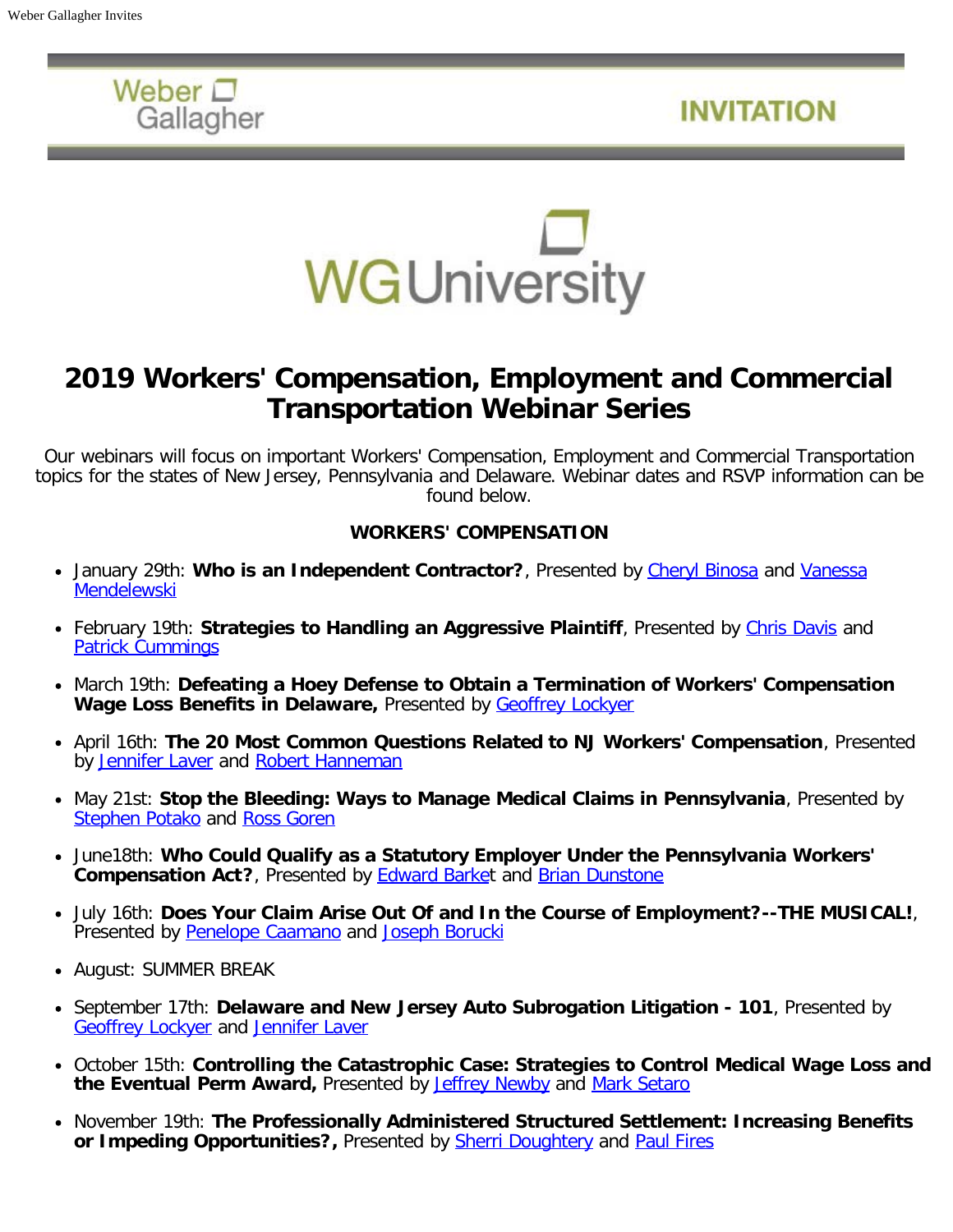Weber Gallagher

INVITATION

WG University

# 2019 Workers' Compensation, Employment and Commercial Transportation Webinar Series

Our webinars will focus on important Workers' Compensation, Employment and Commercial Transportation topics for the states of New Jersey, Pennsylvania and Delaware. Webinar dates and RSVP information can be found below.

**WORKERS' COMPENSATION**

- January 29th: **Who is an Independent Contractor?**, Presented by Cheryl Binosa and Vanessa Mendelewski
- February 19th: **Strategies to Handling an Aggressive Plaintiff**, Presented by Chris Davis and Patrick Cummings
- March 19th: **Defeating a Hoey Defense to Obtain a Termination of Workers' Compensation Wage Loss Benefits in Delaware,** Presented by Geoffrey Lockyer
- April 16th: **The 20 Most Common Questions Related to NJ Workers' Compensation**, Presented by Jennifer Laver and Robert Hanneman
- May 21st: **Stop the Bleeding: Ways to Manage Medical Claims in Pennsylvania**, Presented by Stephen Potako and Ross Goren
- June18th: **Who Could Qualify as a Statutory Employer Under the Pennsylvania Workers' Compensation Act?**, Presented by Edward Barket and Brian Dunstone
- July 16th: **Does Your Claim Arise Out Of and In the Course of Employment?--THE MUSICAL!**, Presented by Penelope Caamano and Joseph Borucki
- August: SUMMER BREAK
- September 17th: **Delaware and New Jersey Auto Subrogation Litigation - 101**, Presented by Geoffrey Lockyer and Jennifer Laver
- October 15th: **Controlling the Catastrophic Case: Strategies to Control Medical Wage Loss and the Eventual Perm Award,** Presented by Jeffrey Newby and Mark Setaro
- November 19th: **The Professionally Administered Structured Settlement: Increasing Benefits or Impeding Opportunities?,** Presented by Sherri Doughtery and Paul Fires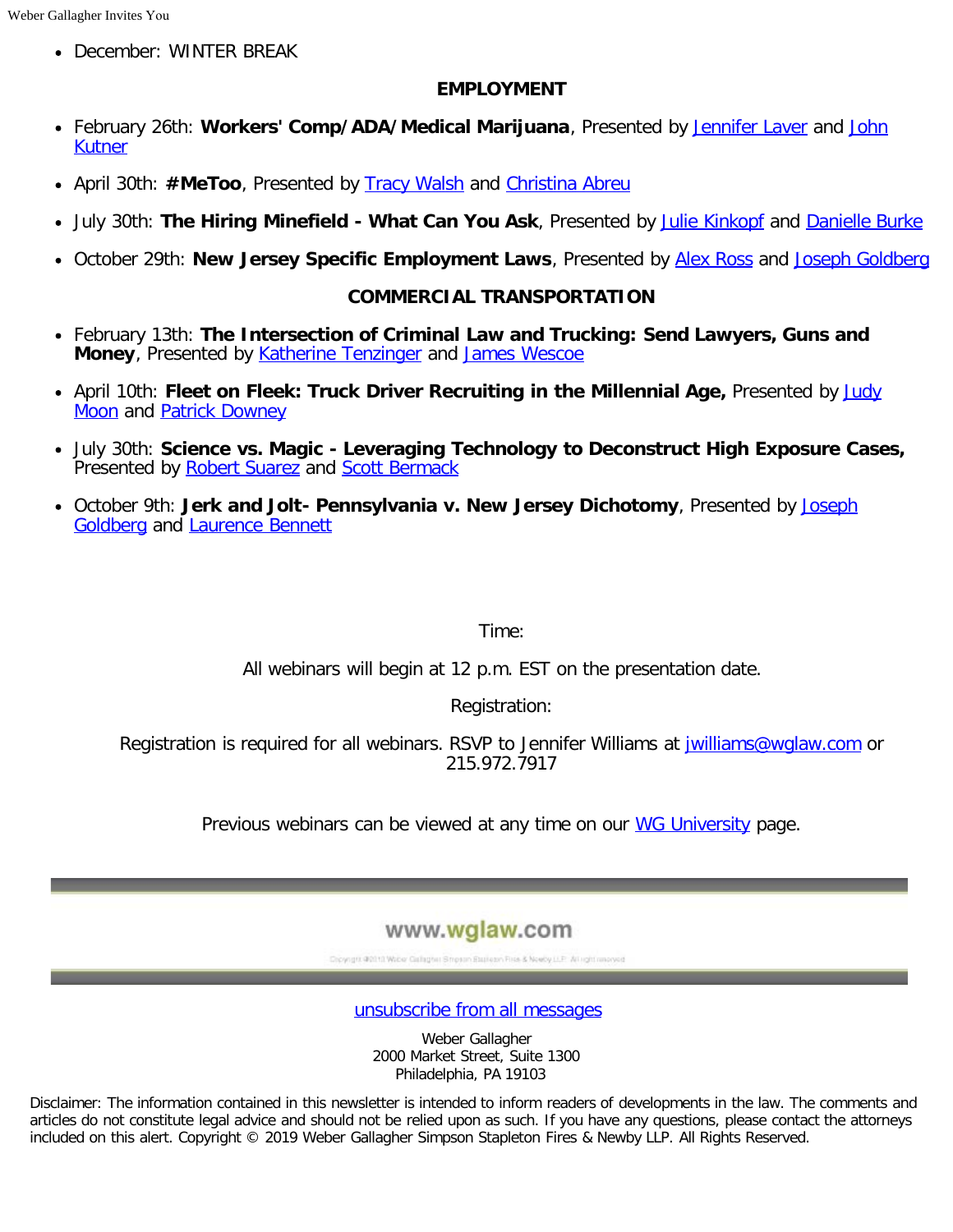- December: WINTER BREAK

**EMPLOYMENT**

- February 26th: **Workers' Comp/ADA/Medical Marijuana**, Presented by Jennifer Laver and John Kutner
- April 30th: **#MeToo**, Presented by Tracy Walsh and Christina Abreu
- July 30th: **The Hiring Minefield - What Can You Ask**, Presented by Julie Kinkopf and Danielle Burke
- October 29th: **New Jersey Specific Employment Laws**, Presented by Alex Ross and Joseph Goldberg

**COMMERCIAL TRANSPORTATION**

- February 13th: **The Intersection of Criminal Law and Trucking: Send Lawyers, Guns and Money**, Presented by Katherine Tenzinger and James Wescoe
- April 10th: **Fleet on Fleek: Truck Driver Recruiting in the Millennial Age,** Presented by Judy Moon and Patrick Downey
- July 30th: **Science vs. Magic - Leveraging Technology to Deconstruct High Exposure Cases,** Presented by Robert Suarez and Scott Bermack
- October 9th: **Jerk and Jolt- Pennsylvania v. New Jersey Dichotomy**, Presented by Joseph Goldberg and Laurence Bennett

Time:

All webinars will begin at 12 p.m. EST on the presentation date.

Registration:

Registration is required for all webinars. RSVP to Jennifer Williams at jwilliams@wglaw.com or 215.972.7917

Previous webinars can be viewed at any time on our WG University page.

www.wglaw.com

unsubscribe from all messages

Weber Gallagher
2000 Market Street, Suite 1300
Philadelphia, PA 19103

Disclaimer: The information contained in this newsletter is intended to inform readers of developments in the law. The comments and articles do not constitute legal advice and should not be relied upon as such. If you have any questions, please contact the attorneys included on this alert. Copyright © 2019 Weber Gallagher Simpson Stapleton Fires & Newby LLP. All Rights Reserved.